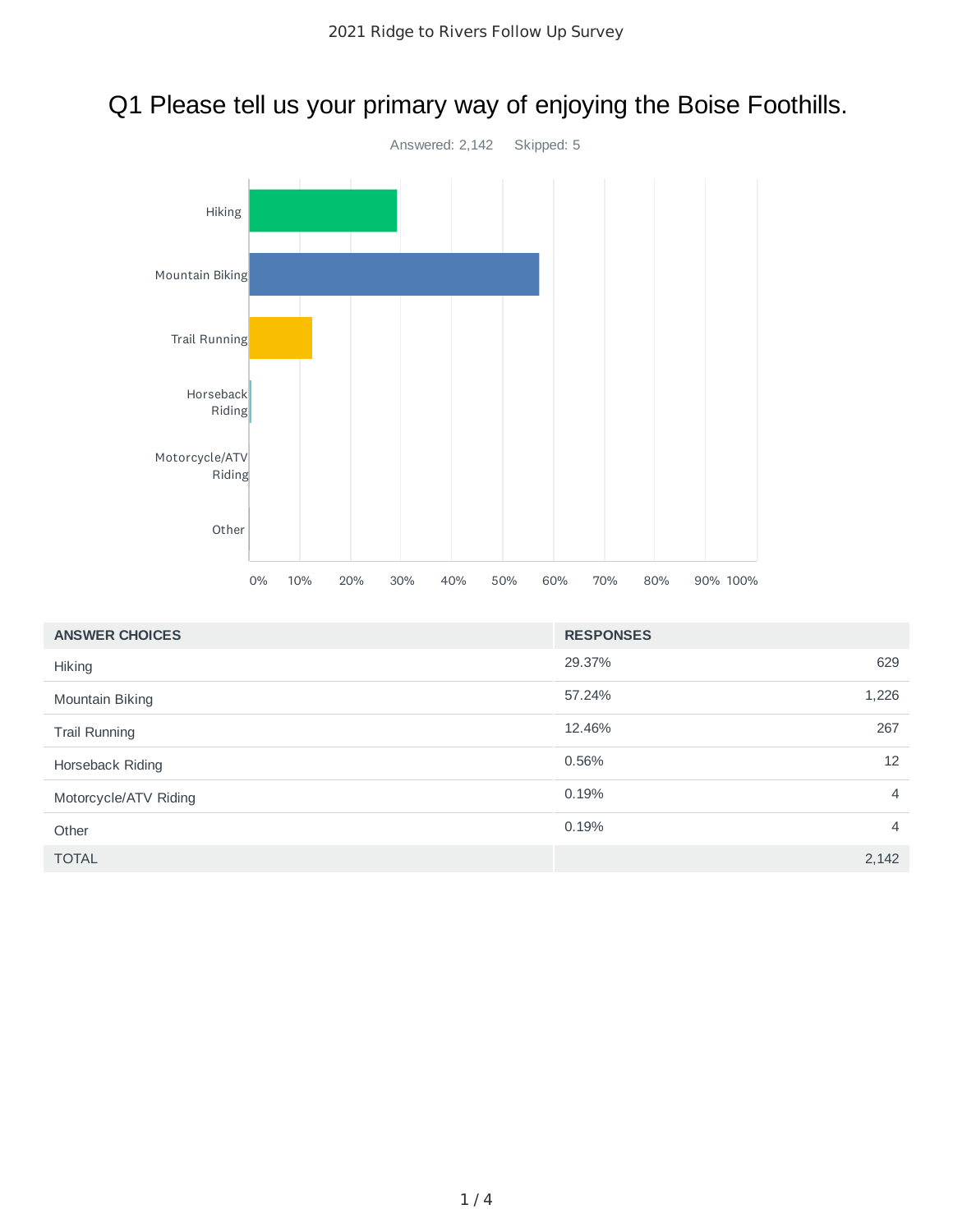# Q1 Please tell us your primary way of enjoying the Boise Foothills.

Answered: 2,142 Skipped: 5

| ANSWER CHOICES | RESPONSES | |
|---|---|---|
| Hiking | 29.37% | 629 |
| Mountain Biking | 57.24% | 1,226 |
| Trail Running | 12.46% | 267 |
| Horseback Riding | 0.56% | 12 |
| Motorcycle/ATV Riding | 0.19% | 4 |
| Other | 0.19% | 4 |
| TOTAL | | 2,142 |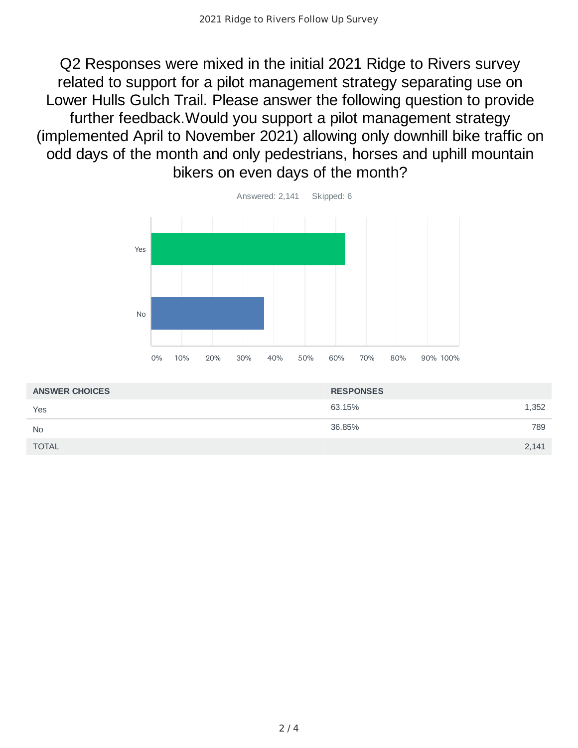## Q2 Responses were mixed in the initial 2021 Ridge to Rivers survey related to support for a pilot management strategy separating use on Lower Hulls Gulch Trail. Please answer the following question to provide further feedback.Would you support a pilot management strategy (implemented April to November 2021) allowing only downhill bike traffic on odd days of the month and only pedestrians, horses and uphill mountain bikers on even days of the month?

Answered: 2,141 Skipped: 6

| ANSWER CHOICES | RESPONSES | |
|---|---|---|
| Yes | 63.15% | 1,352 |
| No | 36.85% | 789 |
| TOTAL | | 2,141 |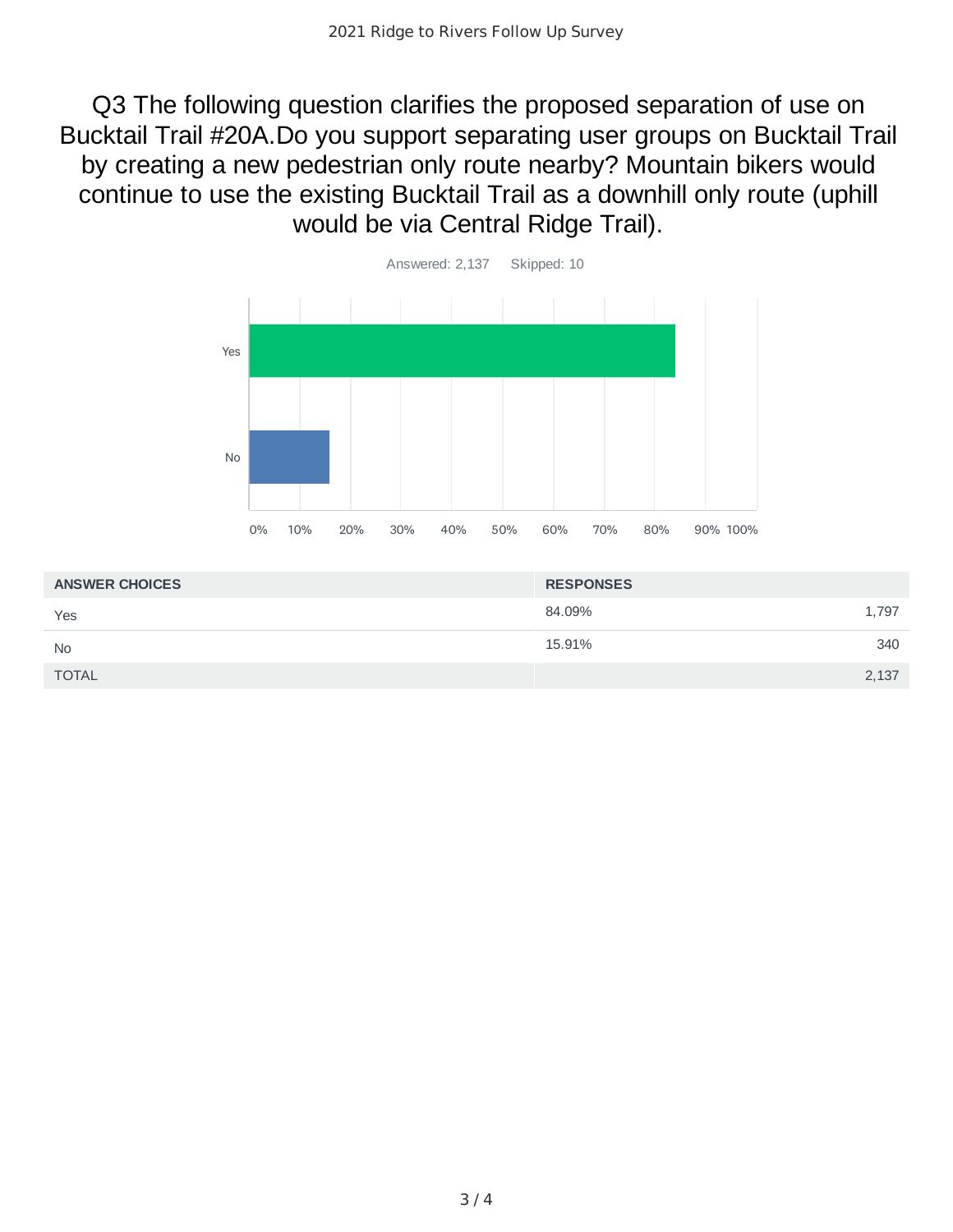## Q3 The following question clarifies the proposed separation of use on Bucktail Trail #20A.Do you support separating user groups on Bucktail Trail by creating a new pedestrian only route nearby? Mountain bikers would continue to use the existing Bucktail Trail as a downhill only route (uphill would be via Central Ridge Trail).

Answered: 2,137    Skipped: 10

| ANSWER CHOICES | RESPONSES | |
|---|---|---|
| Yes | 84.09% | 1,797 |
| No | 15.91% | 340 |
| TOTAL | | 2,137 |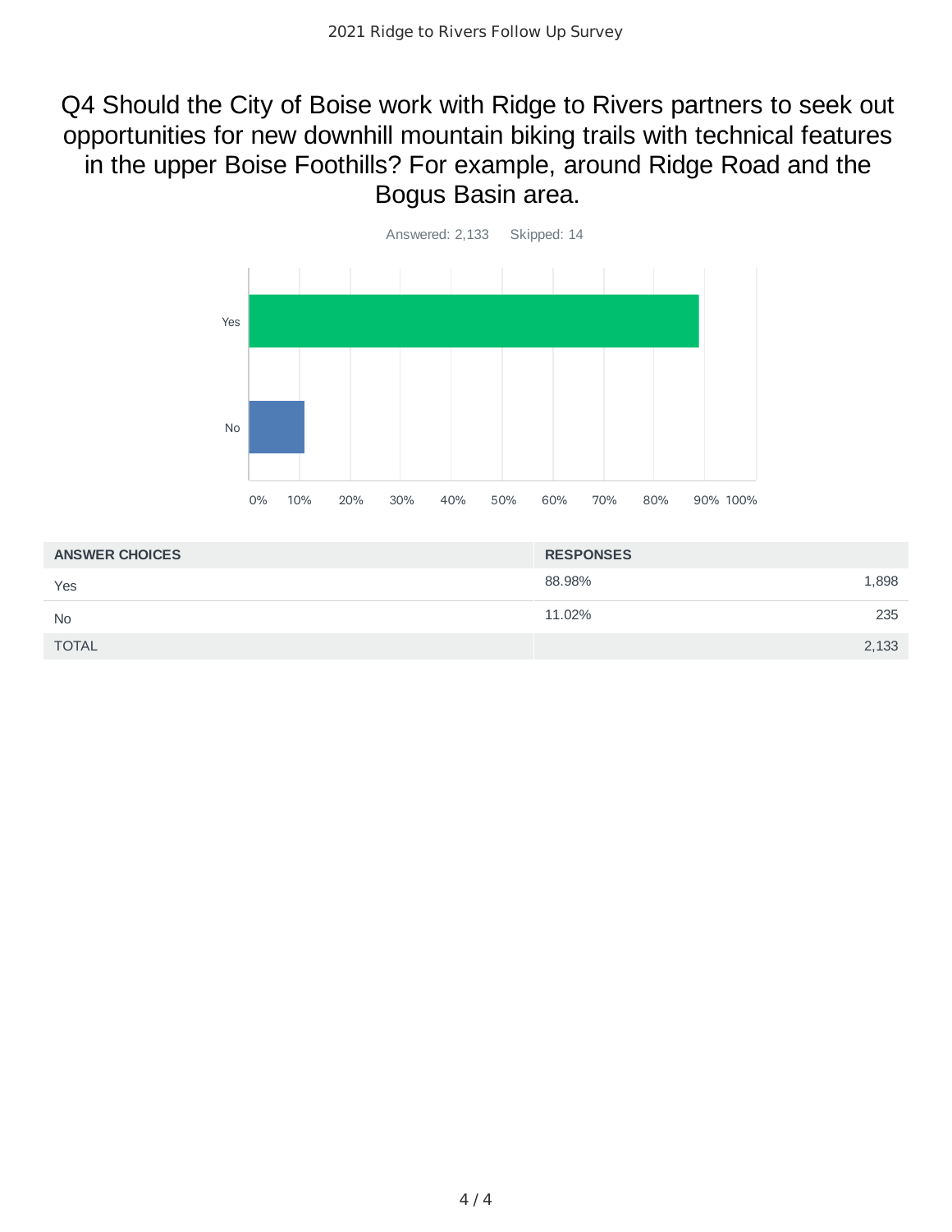## Q4 Should the City of Boise work with Ridge to Rivers partners to seek out opportunities for new downhill mountain biking trails with technical features in the upper Boise Foothills? For example, around Ridge Road and the Bogus Basin area.

Answered: 2,133 Skipped: 14

Yes

No

0% 10% 20% 30% 40% 50% 60% 70% 80% 90% 100%

| ANSWER CHOICES | RESPONSES | |
|---|---|---|
| Yes | 88.98% | 1,898 |
| No | 11.02% | 235 |
| TOTAL | | 2,133 |